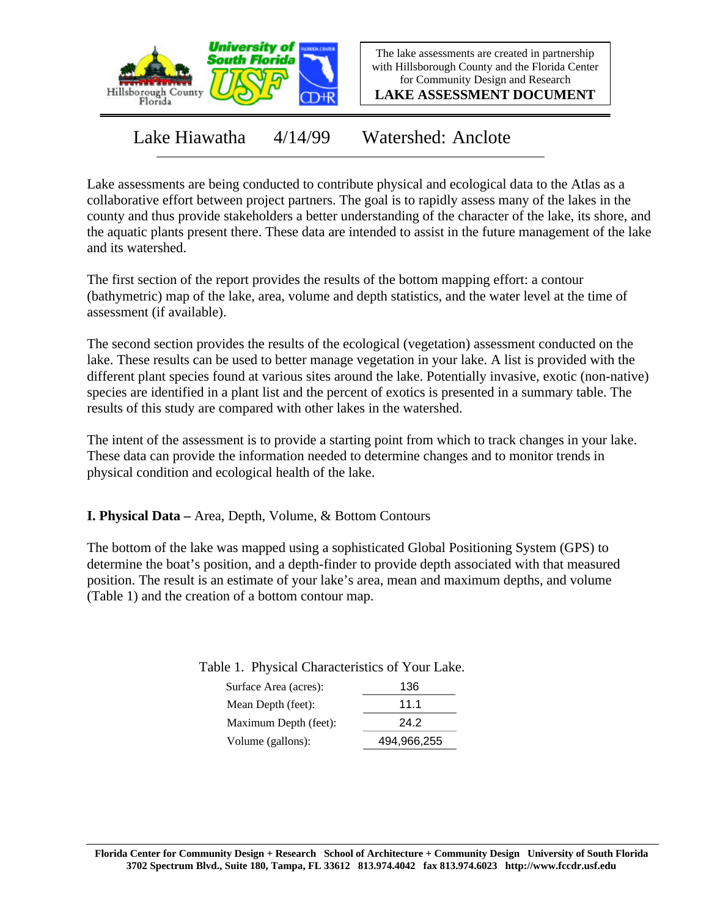The lake assessments are created in partnership with Hillsborough County and the Florida Center for Community Design and Research

**LAKE ASSESSMENT DOCUMENT**

# Lake Hiawatha 4/14/99 Watershed: Anclote

Lake assessments are being conducted to contribute physical and ecological data to the Atlas as a collaborative effort between project partners. The goal is to rapidly assess many of the lakes in the county and thus provide stakeholders a better understanding of the character of the lake, its shore, and the aquatic plants present there. These data are intended to assist in the future management of the lake and its watershed.

The first section of the report provides the results of the bottom mapping effort: a contour (bathymetric) map of the lake, area, volume and depth statistics, and the water level at the time of assessment (if available).

The second section provides the results of the ecological (vegetation) assessment conducted on the lake. These results can be used to better manage vegetation in your lake. A list is provided with the different plant species found at various sites around the lake. Potentially invasive, exotic (non-native) species are identified in a plant list and the percent of exotics is presented in a summary table. The results of this study are compared with other lakes in the watershed.

The intent of the assessment is to provide a starting point from which to track changes in your lake. These data can provide the information needed to determine changes and to monitor trends in physical condition and ecological health of the lake.

## I. Physical Data – Area, Depth, Volume, & Bottom Contours

The bottom of the lake was mapped using a sophisticated Global Positioning System (GPS) to determine the boat's position, and a depth-finder to provide depth associated with that measured position. The result is an estimate of your lake's area, mean and maximum depths, and volume (Table 1) and the creation of a bottom contour map.

Table 1. Physical Characteristics of Your Lake.

| | |
|---|---|
| Surface Area (acres): | 136 |
| Mean Depth (feet): | 11.1 |
| Maximum Depth (feet): | 24.2 |
| Volume (gallons): | 494,966,255 |

**Florida Center for Community Design + Research School of Architecture + Community Design University of South Florida 3702 Spectrum Blvd., Suite 180, Tampa, FL 33612 813.974.4042 fax 813.974.6023 http://www.fccdr.usf.edu**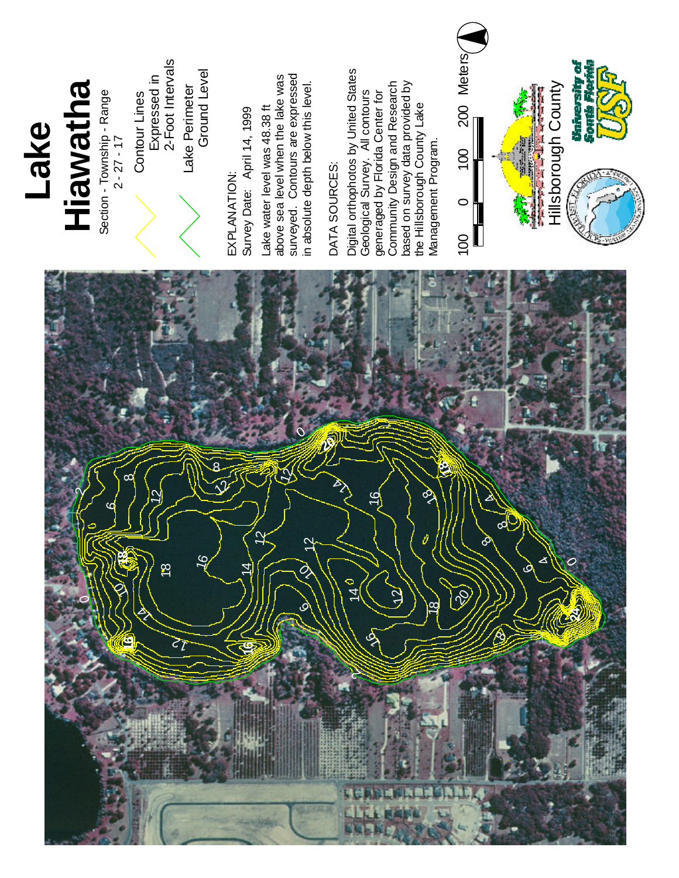# Lake Hiawatha

Section - Township - Range
2 - 27 - 17

Contour Lines Expressed in 2-Foot Intervals

Lake Perimeter Ground Level

EXPLANATION:
Survey Date: April 14, 1999

Lake water level was 48.38 ft above sea level when the lake was surveyed. Contours are expressed in absolute depth below this level.

DATA SOURCES:

Digital orthophotos by United States Geological Survey. All contours generaged by Florida Center for Community Design and Research based on survey data provided by the Hillsborough County Lake Management Program.

100 0 100 200 Meters

Hillsborough County

University of South Florida USF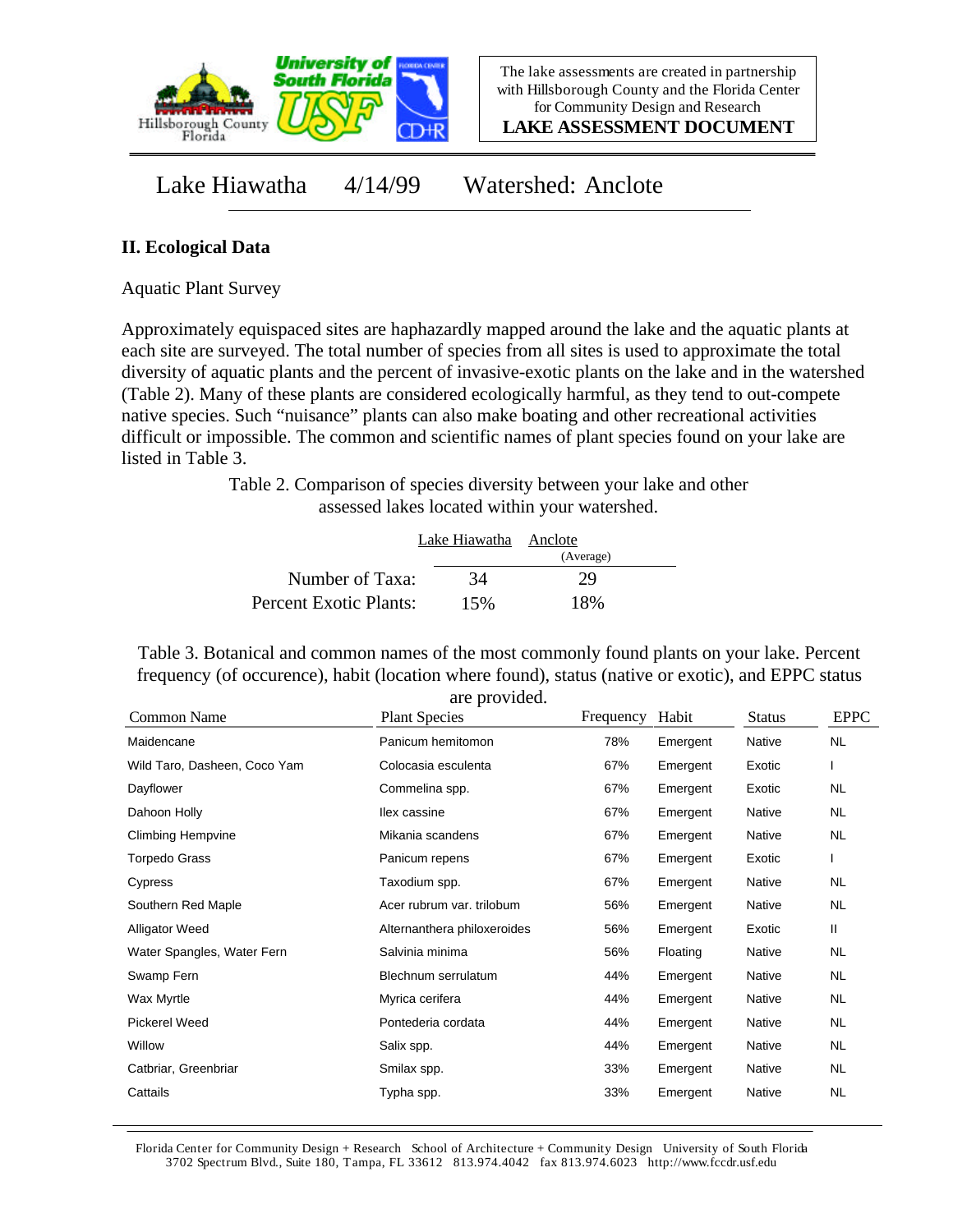The lake assessments are created in partnership with Hillsborough County and the Florida Center for Community Design and Research

**LAKE ASSESSMENT DOCUMENT**

Lake Hiawatha 4/14/99 Watershed: Anclote

## II. Ecological Data

Aquatic Plant Survey

Approximately equispaced sites are haphazardly mapped around the lake and the aquatic plants at each site are surveyed. The total number of species from all sites is used to approximate the total diversity of aquatic plants and the percent of invasive-exotic plants on the lake and in the watershed (Table 2). Many of these plants are considered ecologically harmful, as they tend to out-compete native species. Such "nuisance" plants can also make boating and other recreational activities difficult or impossible. The common and scientific names of plant species found on your lake are listed in Table 3.

Table 2. Comparison of species diversity between your lake and other assessed lakes located within your watershed.

| | Lake Hiawatha | Anclote (Average) |
|---|---|---|
| Number of Taxa: | 34 | 29 |
| Percent Exotic Plants: | 15% | 18% |

Table 3. Botanical and common names of the most commonly found plants on your lake. Percent frequency (of occurence), habit (location where found), status (native or exotic), and EPPC status are provided.

| Common Name | Plant Species | Frequency | Habit | Status | EPPC |
|---|---|---|---|---|---|
| Maidencane | Panicum hemitomon | 78% | Emergent | Native | NL |
| Wild Taro, Dasheen, Coco Yam | Colocasia esculenta | 67% | Emergent | Exotic | I |
| Dayflower | Commelina spp. | 67% | Emergent | Exotic | NL |
| Dahoon Holly | Ilex cassine | 67% | Emergent | Native | NL |
| Climbing Hempvine | Mikania scandens | 67% | Emergent | Native | NL |
| Torpedo Grass | Panicum repens | 67% | Emergent | Exotic | I |
| Cypress | Taxodium spp. | 67% | Emergent | Native | NL |
| Southern Red Maple | Acer rubrum var. trilobum | 56% | Emergent | Native | NL |
| Alligator Weed | Alternanthera philoxeroides | 56% | Emergent | Exotic | II |
| Water Spangles, Water Fern | Salvinia minima | 56% | Floating | Native | NL |
| Swamp Fern | Blechnum serrulatum | 44% | Emergent | Native | NL |
| Wax Myrtle | Myrica cerifera | 44% | Emergent | Native | NL |
| Pickerel Weed | Pontederia cordata | 44% | Emergent | Native | NL |
| Willow | Salix spp. | 44% | Emergent | Native | NL |
| Catbriar, Greenbriar | Smilax spp. | 33% | Emergent | Native | NL |
| Cattails | Typha spp. | 33% | Emergent | Native | NL |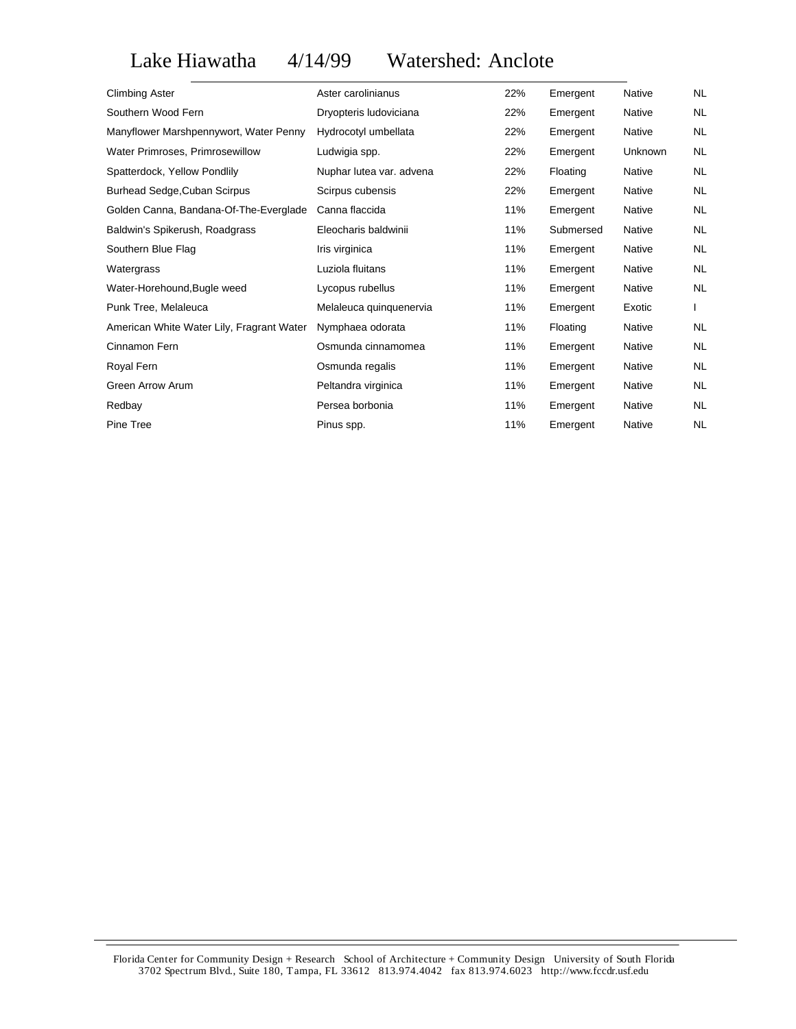# Lake Hiawatha 4/14/99 Watershed: Anclote

| | | | | | |
|---|---|---|---|---|---|
| Climbing Aster | Aster carolinianus | 22% | Emergent | Native | NL |
| Southern Wood Fern | Dryopteris ludoviciana | 22% | Emergent | Native | NL |
| Manyflower Marshpennywort, Water Penny | Hydrocotyl umbellata | 22% | Emergent | Native | NL |
| Water Primroses, Primrosewillow | Ludwigia spp. | 22% | Emergent | Unknown | NL |
| Spatterdock, Yellow Pondlily | Nuphar lutea var. advena | 22% | Floating | Native | NL |
| Burhead Sedge,Cuban Scirpus | Scirpus cubensis | 22% | Emergent | Native | NL |
| Golden Canna, Bandana-Of-The-Everglade | Canna flaccida | 11% | Emergent | Native | NL |
| Baldwin's Spikerush, Roadgrass | Eleocharis baldwinii | 11% | Submersed | Native | NL |
| Southern Blue Flag | Iris virginica | 11% | Emergent | Native | NL |
| Watergrass | Luziola fluitans | 11% | Emergent | Native | NL |
| Water-Horehound,Bugle weed | Lycopus rubellus | 11% | Emergent | Native | NL |
| Punk Tree, Melaleuca | Melaleuca quinquenervia | 11% | Emergent | Exotic | I |
| American White Water Lily, Fragrant Water | Nymphaea odorata | 11% | Floating | Native | NL |
| Cinnamon Fern | Osmunda cinnamomea | 11% | Emergent | Native | NL |
| Royal Fern | Osmunda regalis | 11% | Emergent | Native | NL |
| Green Arrow Arum | Peltandra virginica | 11% | Emergent | Native | NL |
| Redbay | Persea borbonia | 11% | Emergent | Native | NL |
| Pine Tree | Pinus spp. | 11% | Emergent | Native | NL |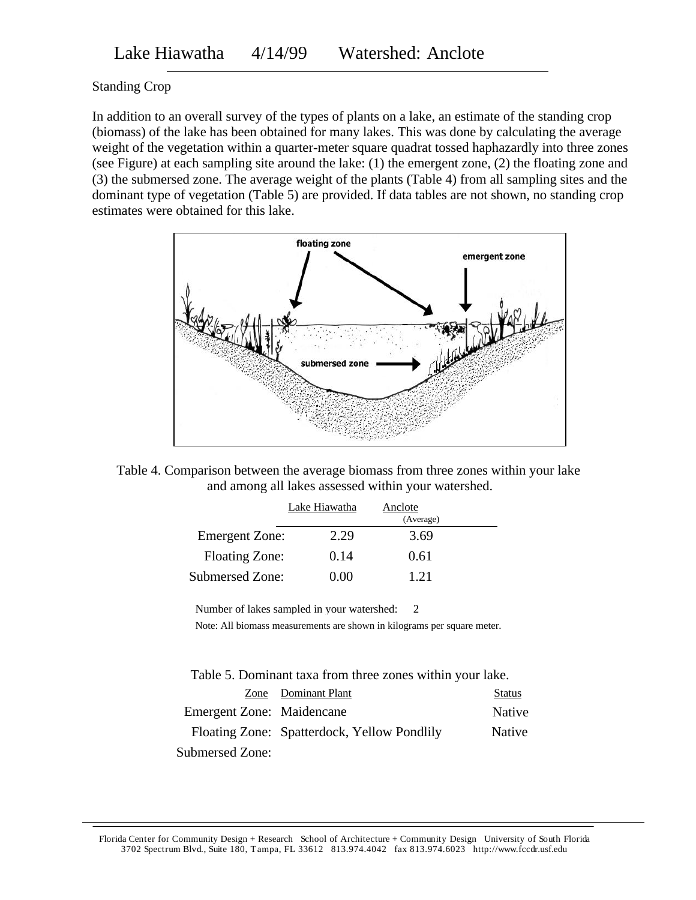# Lake Hiawatha 4/14/99 Watershed: Anclote

Standing Crop

In addition to an overall survey of the types of plants on a lake, an estimate of the standing crop (biomass) of the lake has been obtained for many lakes. This was done by calculating the average weight of the vegetation within a quarter-meter square quadrat tossed haphazardly into three zones (see Figure) at each sampling site around the lake: (1) the emergent zone, (2) the floating zone and (3) the submersed zone. The average weight of the plants (Table 4) from all sampling sites and the dominant type of vegetation (Table 5) are provided. If data tables are not shown, no standing crop estimates were obtained for this lake.

floating zone

emergent zone

submersed zone

Table 4. Comparison between the average biomass from three zones within your lake and among all lakes assessed within your watershed.

| | Lake Hiawatha | Anclote (Average) |
|---|---|---|
| Emergent Zone: | 2.29 | 3.69 |
| Floating Zone: | 0.14 | 0.61 |
| Submersed Zone: | 0.00 | 1.21 |

Number of lakes sampled in your watershed: 2

Note: All biomass measurements are shown in kilograms per square meter.

Table 5. Dominant taxa from three zones within your lake.

| Zone | Dominant Plant | Status |
|---|---|---|
| Emergent Zone: | Maidencane | Native |
| Floating Zone: | Spatterdock, Yellow Pondlily | Native |
| Submersed Zone: | | |